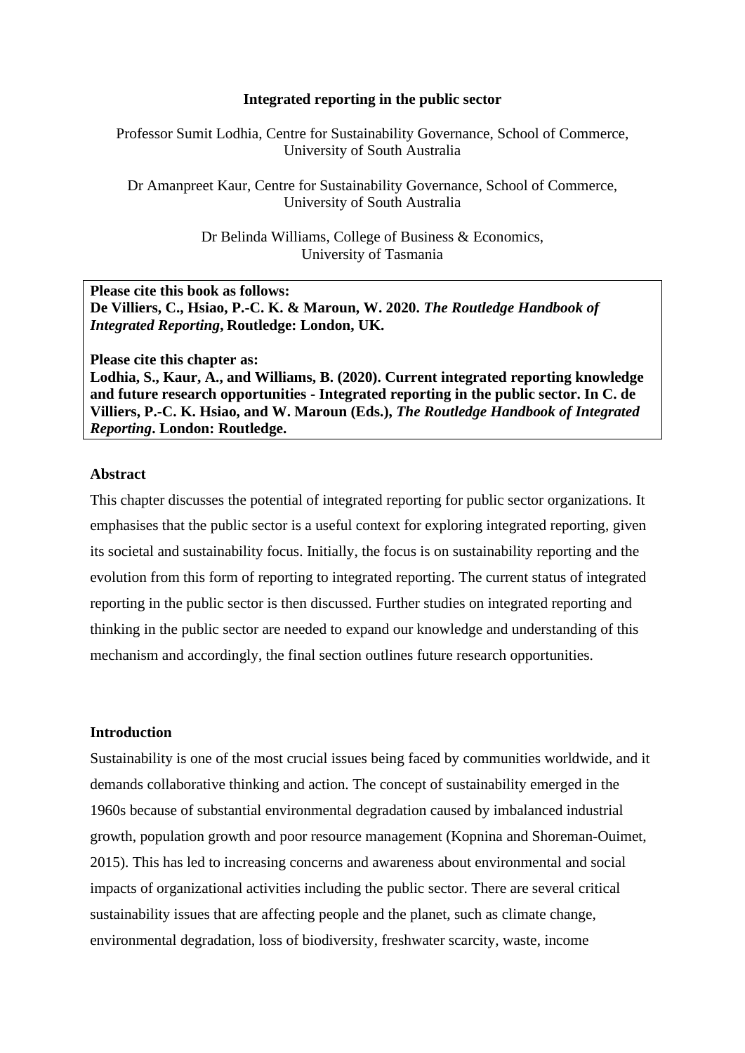# Integrated reporting in the public sector

Professor Sumit Lodhia, Centre for Sustainability Governance, School of Commerce, University of South Australia

Dr Amanpreet Kaur, Centre for Sustainability Governance, School of Commerce, University of South Australia

Dr Belinda Williams, College of Business & Economics, University of Tasmania

**Please cite this book as follows:**
**De Villiers, C., Hsiao, P.-C. K. & Maroun, W. 2020.** ***The Routledge Handbook of Integrated Reporting*****, Routledge: London, UK.**

**Please cite this chapter as:**
**Lodhia, S., Kaur, A., and Williams, B. (2020). Current integrated reporting knowledge and future research opportunities - Integrated reporting in the public sector. In C. de Villiers, P.-C. K. Hsiao, and W. Maroun (Eds.),** ***The Routledge Handbook of Integrated Reporting*****. London: Routledge.**

## Abstract

This chapter discusses the potential of integrated reporting for public sector organizations. It emphasises that the public sector is a useful context for exploring integrated reporting, given its societal and sustainability focus. Initially, the focus is on sustainability reporting and the evolution from this form of reporting to integrated reporting. The current status of integrated reporting in the public sector is then discussed. Further studies on integrated reporting and thinking in the public sector are needed to expand our knowledge and understanding of this mechanism and accordingly, the final section outlines future research opportunities.

## Introduction

Sustainability is one of the most crucial issues being faced by communities worldwide, and it demands collaborative thinking and action. The concept of sustainability emerged in the 1960s because of substantial environmental degradation caused by imbalanced industrial growth, population growth and poor resource management (Kopnina and Shoreman-Ouimet, 2015). This has led to increasing concerns and awareness about environmental and social impacts of organizational activities including the public sector. There are several critical sustainability issues that are affecting people and the planet, such as climate change, environmental degradation, loss of biodiversity, freshwater scarcity, waste, income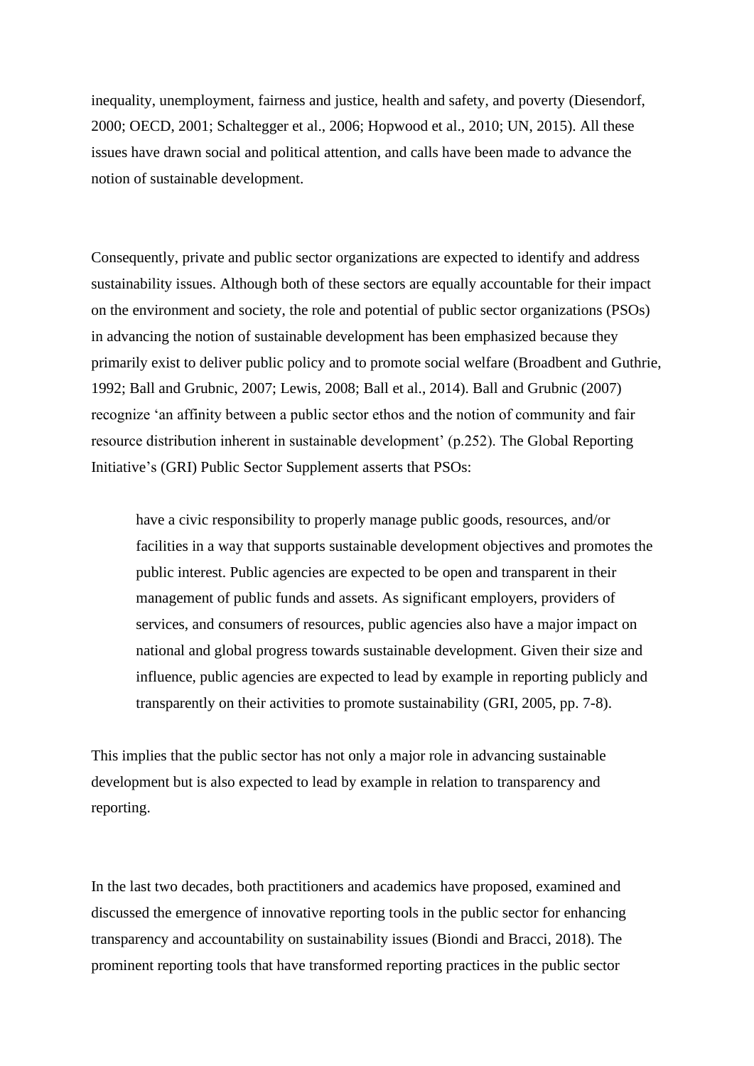inequality, unemployment, fairness and justice, health and safety, and poverty (Diesendorf, 2000; OECD, 2001; Schaltegger et al., 2006; Hopwood et al., 2010; UN, 2015). All these issues have drawn social and political attention, and calls have been made to advance the notion of sustainable development.

Consequently, private and public sector organizations are expected to identify and address sustainability issues. Although both of these sectors are equally accountable for their impact on the environment and society, the role and potential of public sector organizations (PSOs) in advancing the notion of sustainable development has been emphasized because they primarily exist to deliver public policy and to promote social welfare (Broadbent and Guthrie, 1992; Ball and Grubnic, 2007; Lewis, 2008; Ball et al., 2014). Ball and Grubnic (2007) recognize 'an affinity between a public sector ethos and the notion of community and fair resource distribution inherent in sustainable development' (p.252). The Global Reporting Initiative's (GRI) Public Sector Supplement asserts that PSOs:

> have a civic responsibility to properly manage public goods, resources, and/or facilities in a way that supports sustainable development objectives and promotes the public interest. Public agencies are expected to be open and transparent in their management of public funds and assets. As significant employers, providers of services, and consumers of resources, public agencies also have a major impact on national and global progress towards sustainable development. Given their size and influence, public agencies are expected to lead by example in reporting publicly and transparently on their activities to promote sustainability (GRI, 2005, pp. 7-8).

This implies that the public sector has not only a major role in advancing sustainable development but is also expected to lead by example in relation to transparency and reporting.

In the last two decades, both practitioners and academics have proposed, examined and discussed the emergence of innovative reporting tools in the public sector for enhancing transparency and accountability on sustainability issues (Biondi and Bracci, 2018). The prominent reporting tools that have transformed reporting practices in the public sector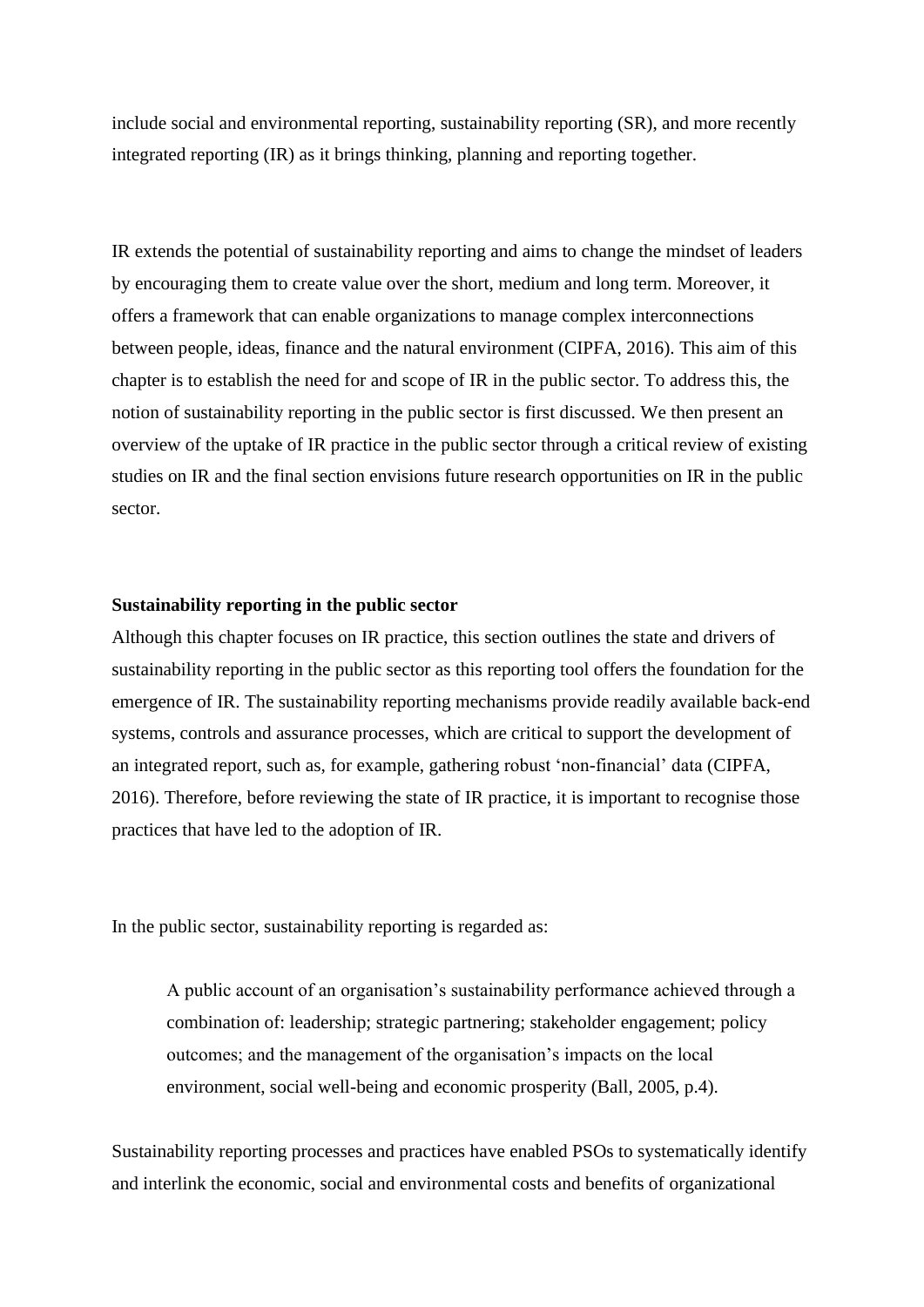include social and environmental reporting, sustainability reporting (SR), and more recently integrated reporting (IR) as it brings thinking, planning and reporting together.

IR extends the potential of sustainability reporting and aims to change the mindset of leaders by encouraging them to create value over the short, medium and long term. Moreover, it offers a framework that can enable organizations to manage complex interconnections between people, ideas, finance and the natural environment (CIPFA, 2016). This aim of this chapter is to establish the need for and scope of IR in the public sector. To address this, the notion of sustainability reporting in the public sector is first discussed. We then present an overview of the uptake of IR practice in the public sector through a critical review of existing studies on IR and the final section envisions future research opportunities on IR in the public sector.

**Sustainability reporting in the public sector**

Although this chapter focuses on IR practice, this section outlines the state and drivers of sustainability reporting in the public sector as this reporting tool offers the foundation for the emergence of IR. The sustainability reporting mechanisms provide readily available back-end systems, controls and assurance processes, which are critical to support the development of an integrated report, such as, for example, gathering robust 'non-financial' data (CIPFA, 2016). Therefore, before reviewing the state of IR practice, it is important to recognise those practices that have led to the adoption of IR.

In the public sector, sustainability reporting is regarded as:

> A public account of an organisation's sustainability performance achieved through a combination of: leadership; strategic partnering; stakeholder engagement; policy outcomes; and the management of the organisation's impacts on the local environment, social well-being and economic prosperity (Ball, 2005, p.4).

Sustainability reporting processes and practices have enabled PSOs to systematically identify and interlink the economic, social and environmental costs and benefits of organizational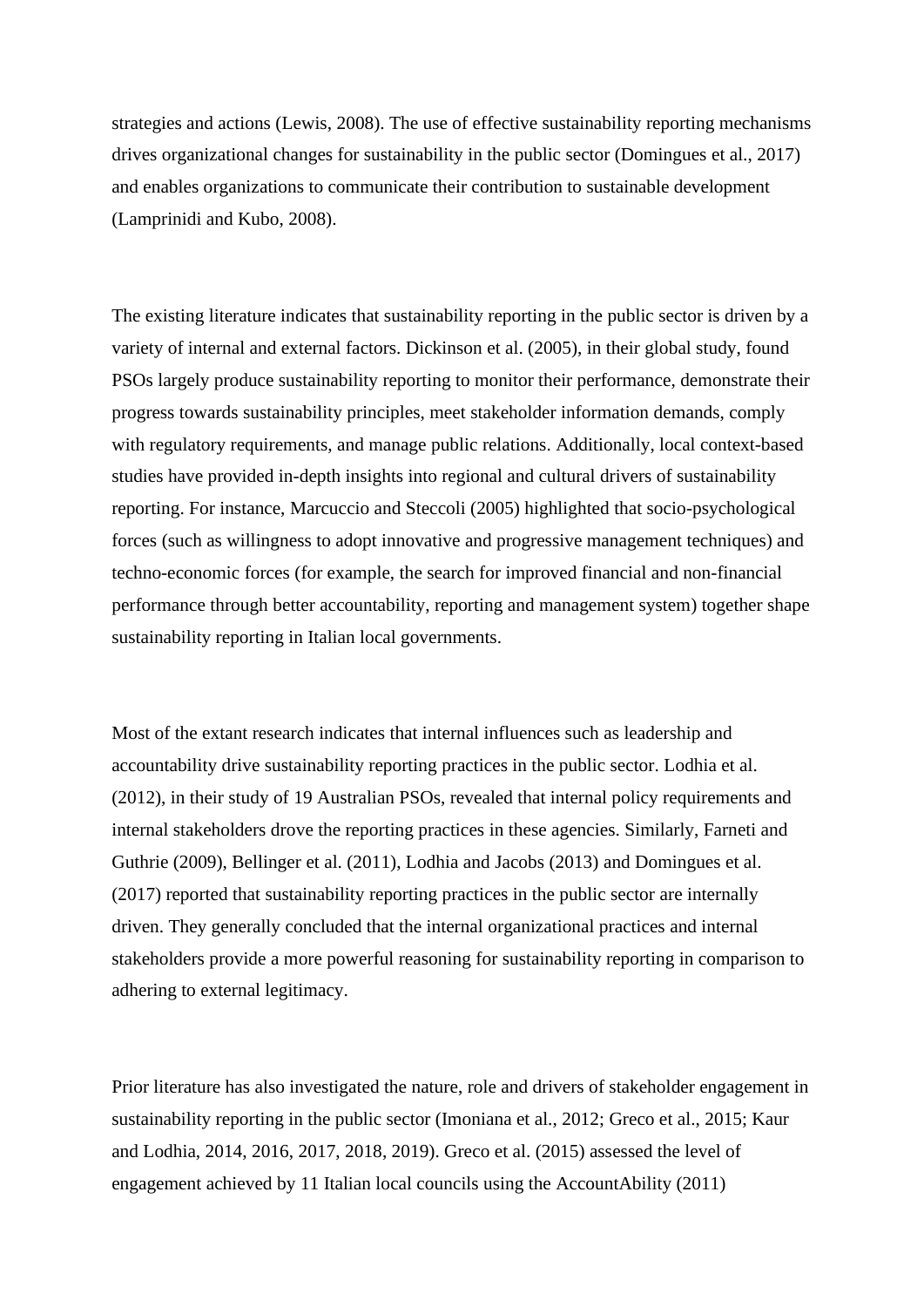strategies and actions (Lewis, 2008). The use of effective sustainability reporting mechanisms drives organizational changes for sustainability in the public sector (Domingues et al., 2017) and enables organizations to communicate their contribution to sustainable development (Lamprinidi and Kubo, 2008).

The existing literature indicates that sustainability reporting in the public sector is driven by a variety of internal and external factors. Dickinson et al. (2005), in their global study, found PSOs largely produce sustainability reporting to monitor their performance, demonstrate their progress towards sustainability principles, meet stakeholder information demands, comply with regulatory requirements, and manage public relations. Additionally, local context-based studies have provided in-depth insights into regional and cultural drivers of sustainability reporting. For instance, Marcuccio and Steccoli (2005) highlighted that socio-psychological forces (such as willingness to adopt innovative and progressive management techniques) and techno-economic forces (for example, the search for improved financial and non-financial performance through better accountability, reporting and management system) together shape sustainability reporting in Italian local governments.

Most of the extant research indicates that internal influences such as leadership and accountability drive sustainability reporting practices in the public sector. Lodhia et al. (2012), in their study of 19 Australian PSOs, revealed that internal policy requirements and internal stakeholders drove the reporting practices in these agencies. Similarly, Farneti and Guthrie (2009), Bellinger et al. (2011), Lodhia and Jacobs (2013) and Domingues et al. (2017) reported that sustainability reporting practices in the public sector are internally driven. They generally concluded that the internal organizational practices and internal stakeholders provide a more powerful reasoning for sustainability reporting in comparison to adhering to external legitimacy.

Prior literature has also investigated the nature, role and drivers of stakeholder engagement in sustainability reporting in the public sector (Imoniana et al., 2012; Greco et al., 2015; Kaur and Lodhia, 2014, 2016, 2017, 2018, 2019). Greco et al. (2015) assessed the level of engagement achieved by 11 Italian local councils using the AccountAbility (2011)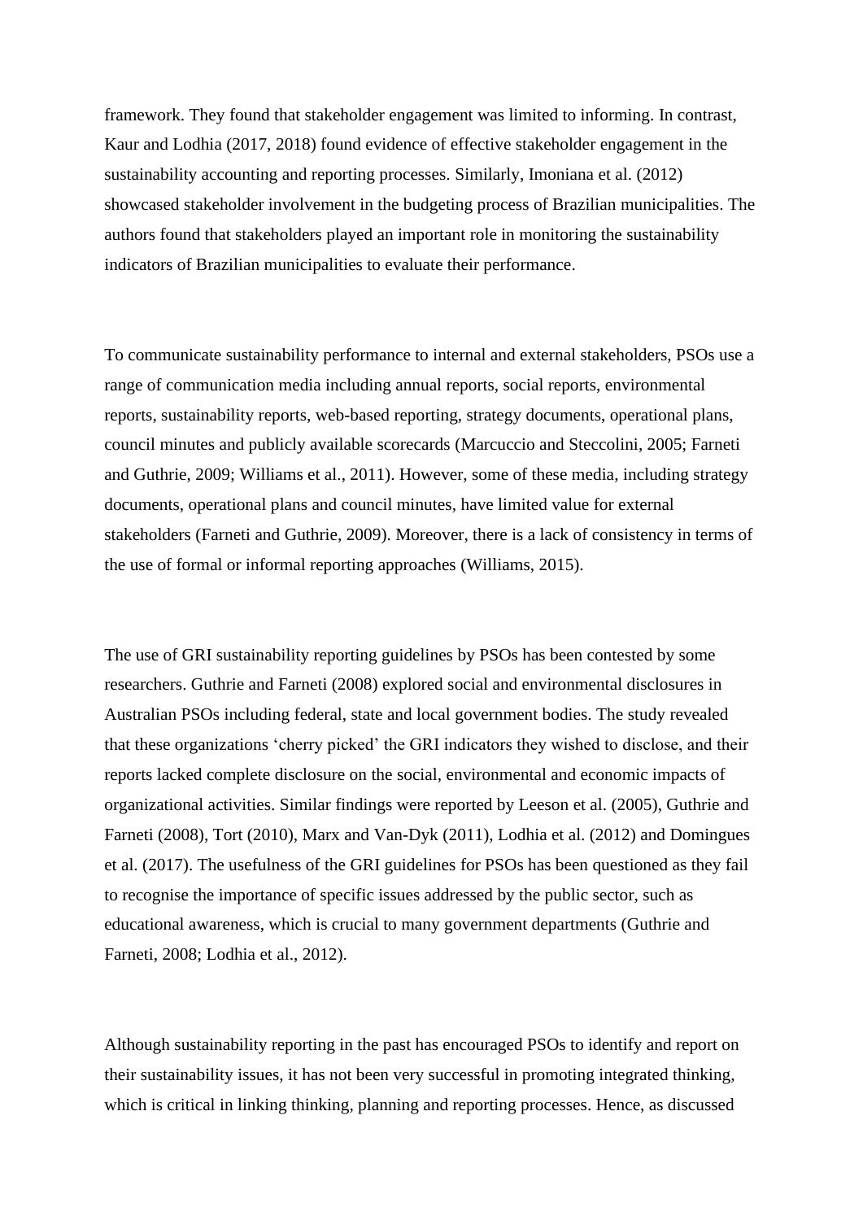framework. They found that stakeholder engagement was limited to informing. In contrast, Kaur and Lodhia (2017, 2018) found evidence of effective stakeholder engagement in the sustainability accounting and reporting processes. Similarly, Imoniana et al. (2012) showcased stakeholder involvement in the budgeting process of Brazilian municipalities. The authors found that stakeholders played an important role in monitoring the sustainability indicators of Brazilian municipalities to evaluate their performance.

To communicate sustainability performance to internal and external stakeholders, PSOs use a range of communication media including annual reports, social reports, environmental reports, sustainability reports, web-based reporting, strategy documents, operational plans, council minutes and publicly available scorecards (Marcuccio and Steccolini, 2005; Farneti and Guthrie, 2009; Williams et al., 2011). However, some of these media, including strategy documents, operational plans and council minutes, have limited value for external stakeholders (Farneti and Guthrie, 2009). Moreover, there is a lack of consistency in terms of the use of formal or informal reporting approaches (Williams, 2015).

The use of GRI sustainability reporting guidelines by PSOs has been contested by some researchers. Guthrie and Farneti (2008) explored social and environmental disclosures in Australian PSOs including federal, state and local government bodies. The study revealed that these organizations 'cherry picked' the GRI indicators they wished to disclose, and their reports lacked complete disclosure on the social, environmental and economic impacts of organizational activities. Similar findings were reported by Leeson et al. (2005), Guthrie and Farneti (2008), Tort (2010), Marx and Van-Dyk (2011), Lodhia et al. (2012) and Domingues et al. (2017). The usefulness of the GRI guidelines for PSOs has been questioned as they fail to recognise the importance of specific issues addressed by the public sector, such as educational awareness, which is crucial to many government departments (Guthrie and Farneti, 2008; Lodhia et al., 2012).

Although sustainability reporting in the past has encouraged PSOs to identify and report on their sustainability issues, it has not been very successful in promoting integrated thinking, which is critical in linking thinking, planning and reporting processes. Hence, as discussed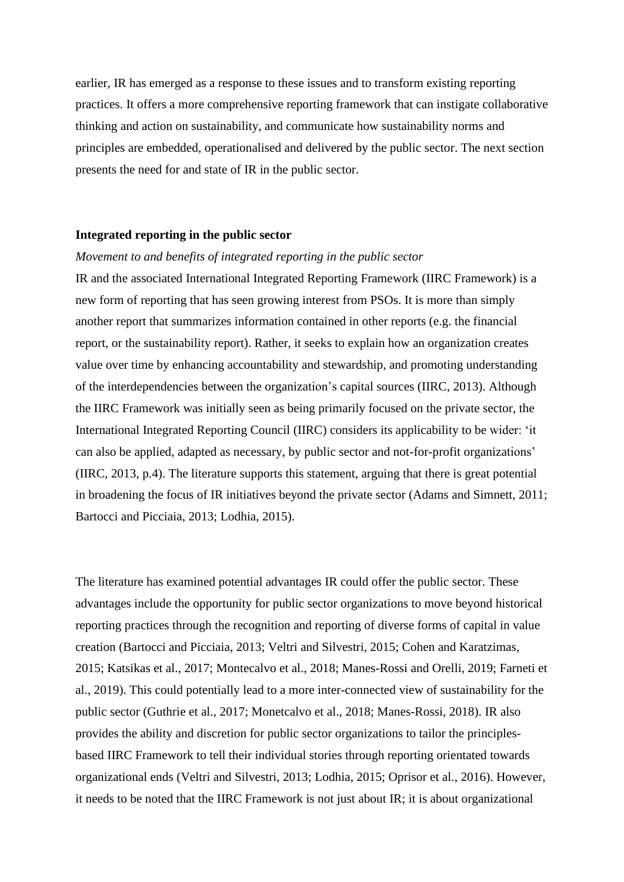earlier, IR has emerged as a response to these issues and to transform existing reporting practices. It offers a more comprehensive reporting framework that can instigate collaborative thinking and action on sustainability, and communicate how sustainability norms and principles are embedded, operationalised and delivered by the public sector. The next section presents the need for and state of IR in the public sector.

## Integrated reporting in the public sector

*Movement to and benefits of integrated reporting in the public sector*

IR and the associated International Integrated Reporting Framework (IIRC Framework) is a new form of reporting that has seen growing interest from PSOs. It is more than simply another report that summarizes information contained in other reports (e.g. the financial report, or the sustainability report). Rather, it seeks to explain how an organization creates value over time by enhancing accountability and stewardship, and promoting understanding of the interdependencies between the organization's capital sources (IIRC, 2013). Although the IIRC Framework was initially seen as being primarily focused on the private sector, the International Integrated Reporting Council (IIRC) considers its applicability to be wider: 'it can also be applied, adapted as necessary, by public sector and not-for-profit organizations' (IIRC, 2013, p.4). The literature supports this statement, arguing that there is great potential in broadening the focus of IR initiatives beyond the private sector (Adams and Simnett, 2011; Bartocci and Picciaia, 2013; Lodhia, 2015).

The literature has examined potential advantages IR could offer the public sector. These advantages include the opportunity for public sector organizations to move beyond historical reporting practices through the recognition and reporting of diverse forms of capital in value creation (Bartocci and Picciaia, 2013; Veltri and Silvestri, 2015; Cohen and Karatzimas, 2015; Katsikas et al., 2017; Montecalvo et al., 2018; Manes-Rossi and Orelli, 2019; Farneti et al., 2019). This could potentially lead to a more inter-connected view of sustainability for the public sector (Guthrie et al., 2017; Monetcalvo et al., 2018; Manes-Rossi, 2018). IR also provides the ability and discretion for public sector organizations to tailor the principles-based IIRC Framework to tell their individual stories through reporting orientated towards organizational ends (Veltri and Silvestri, 2013; Lodhia, 2015; Oprisor et al., 2016). However, it needs to be noted that the IIRC Framework is not just about IR; it is about organizational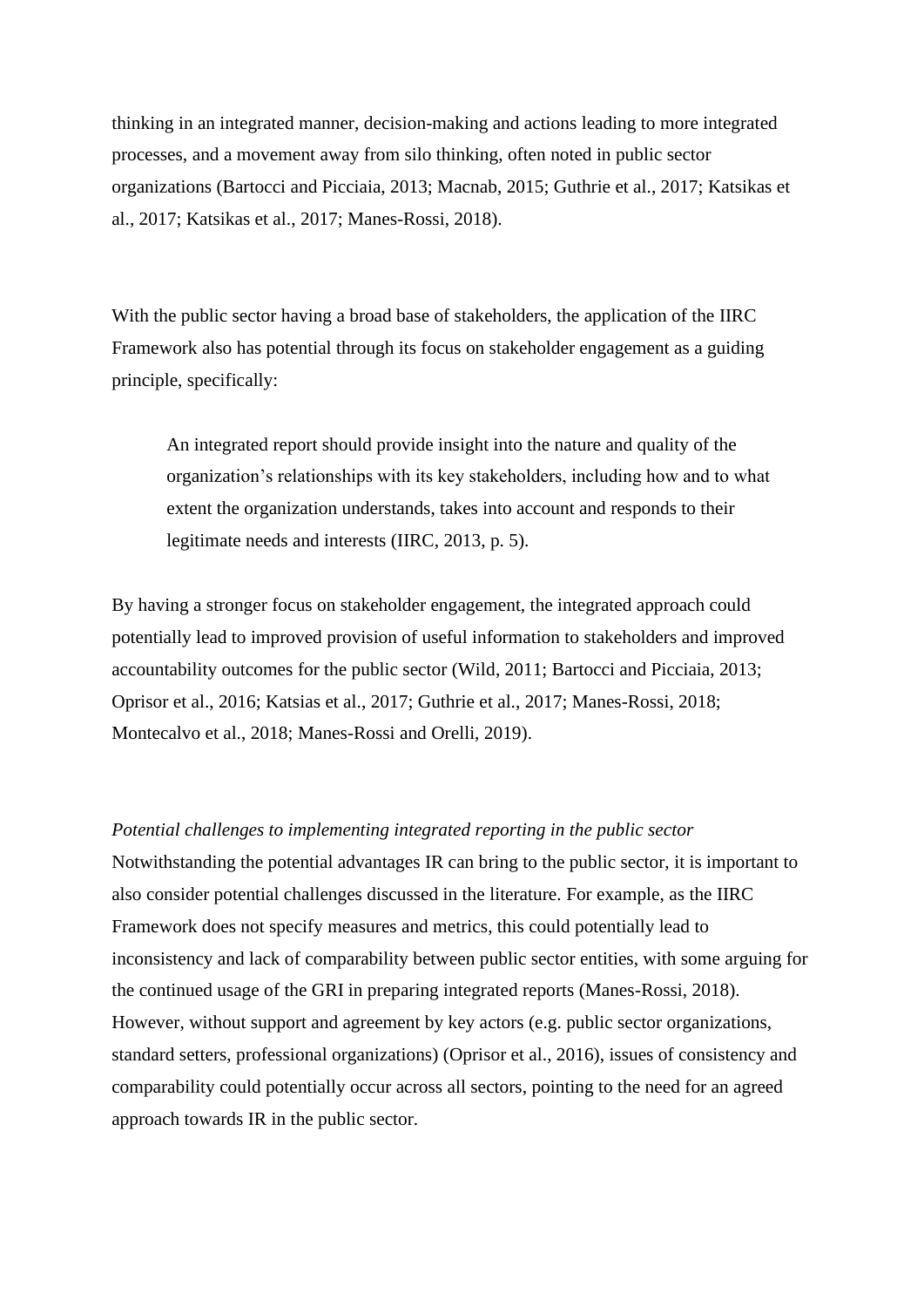thinking in an integrated manner, decision-making and actions leading to more integrated processes, and a movement away from silo thinking, often noted in public sector organizations (Bartocci and Picciaia, 2013; Macnab, 2015; Guthrie et al., 2017; Katsikas et al., 2017; Katsikas et al., 2017; Manes-Rossi, 2018).

With the public sector having a broad base of stakeholders, the application of the IIRC Framework also has potential through its focus on stakeholder engagement as a guiding principle, specifically:

> An integrated report should provide insight into the nature and quality of the organization's relationships with its key stakeholders, including how and to what extent the organization understands, takes into account and responds to their legitimate needs and interests (IIRC, 2013, p. 5).

By having a stronger focus on stakeholder engagement, the integrated approach could potentially lead to improved provision of useful information to stakeholders and improved accountability outcomes for the public sector (Wild, 2011; Bartocci and Picciaia, 2013; Oprisor et al., 2016; Katsias et al., 2017; Guthrie et al., 2017; Manes-Rossi, 2018; Montecalvo et al., 2018; Manes-Rossi and Orelli, 2019).

*Potential challenges to implementing integrated reporting in the public sector*

Notwithstanding the potential advantages IR can bring to the public sector, it is important to also consider potential challenges discussed in the literature. For example, as the IIRC Framework does not specify measures and metrics, this could potentially lead to inconsistency and lack of comparability between public sector entities, with some arguing for the continued usage of the GRI in preparing integrated reports (Manes-Rossi, 2018). However, without support and agreement by key actors (e.g. public sector organizations, standard setters, professional organizations) (Oprisor et al., 2016), issues of consistency and comparability could potentially occur across all sectors, pointing to the need for an agreed approach towards IR in the public sector.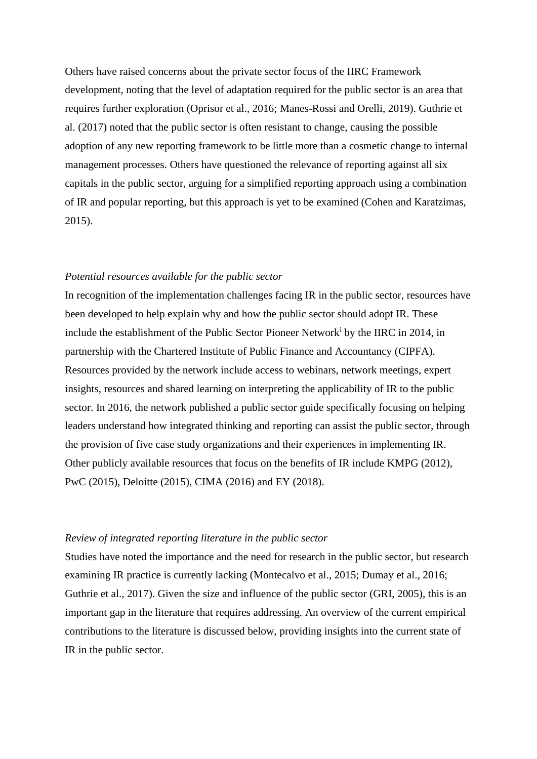Others have raised concerns about the private sector focus of the IIRC Framework development, noting that the level of adaptation required for the public sector is an area that requires further exploration (Oprisor et al., 2016; Manes-Rossi and Orelli, 2019). Guthrie et al. (2017) noted that the public sector is often resistant to change, causing the possible adoption of any new reporting framework to be little more than a cosmetic change to internal management processes. Others have questioned the relevance of reporting against all six capitals in the public sector, arguing for a simplified reporting approach using a combination of IR and popular reporting, but this approach is yet to be examined (Cohen and Karatzimas, 2015).

*Potential resources available for the public sector*

In recognition of the implementation challenges facing IR in the public sector, resources have been developed to help explain why and how the public sector should adopt IR. These include the establishment of the Public Sector Pioneer Network[i] by the IIRC in 2014, in partnership with the Chartered Institute of Public Finance and Accountancy (CIPFA). Resources provided by the network include access to webinars, network meetings, expert insights, resources and shared learning on interpreting the applicability of IR to the public sector. In 2016, the network published a public sector guide specifically focusing on helping leaders understand how integrated thinking and reporting can assist the public sector, through the provision of five case study organizations and their experiences in implementing IR. Other publicly available resources that focus on the benefits of IR include KMPG (2012), PwC (2015), Deloitte (2015), CIMA (2016) and EY (2018).

*Review of integrated reporting literature in the public sector*

Studies have noted the importance and the need for research in the public sector, but research examining IR practice is currently lacking (Montecalvo et al., 2015; Dumay et al., 2016; Guthrie et al., 2017). Given the size and influence of the public sector (GRI, 2005), this is an important gap in the literature that requires addressing. An overview of the current empirical contributions to the literature is discussed below, providing insights into the current state of IR in the public sector.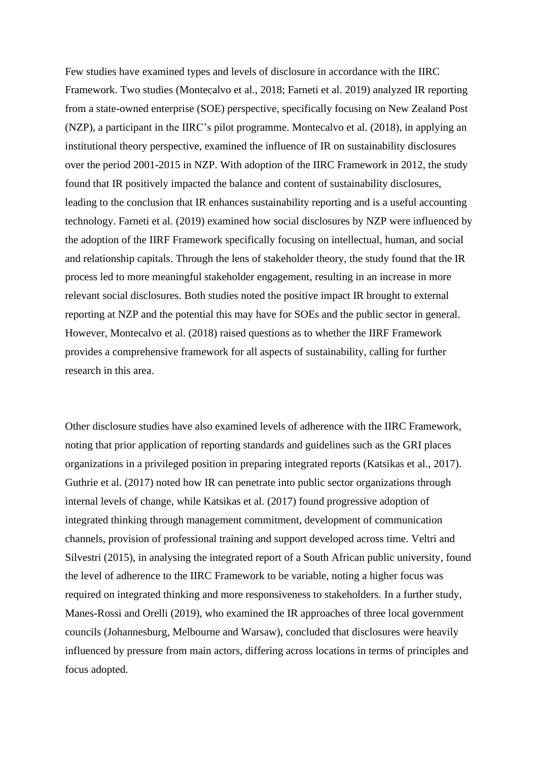Few studies have examined types and levels of disclosure in accordance with the IIRC Framework. Two studies (Montecalvo et al., 2018; Farneti et al. 2019) analyzed IR reporting from a state-owned enterprise (SOE) perspective, specifically focusing on New Zealand Post (NZP), a participant in the IIRC's pilot programme. Montecalvo et al. (2018), in applying an institutional theory perspective, examined the influence of IR on sustainability disclosures over the period 2001-2015 in NZP. With adoption of the IIRC Framework in 2012, the study found that IR positively impacted the balance and content of sustainability disclosures, leading to the conclusion that IR enhances sustainability reporting and is a useful accounting technology. Farneti et al. (2019) examined how social disclosures by NZP were influenced by the adoption of the IIRF Framework specifically focusing on intellectual, human, and social and relationship capitals. Through the lens of stakeholder theory, the study found that the IR process led to more meaningful stakeholder engagement, resulting in an increase in more relevant social disclosures. Both studies noted the positive impact IR brought to external reporting at NZP and the potential this may have for SOEs and the public sector in general. However, Montecalvo et al. (2018) raised questions as to whether the IIRF Framework provides a comprehensive framework for all aspects of sustainability, calling for further research in this area.

Other disclosure studies have also examined levels of adherence with the IIRC Framework, noting that prior application of reporting standards and guidelines such as the GRI places organizations in a privileged position in preparing integrated reports (Katsikas et al., 2017). Guthrie et al. (2017) noted how IR can penetrate into public sector organizations through internal levels of change, while Katsikas et al. (2017) found progressive adoption of integrated thinking through management commitment, development of communication channels, provision of professional training and support developed across time. Veltri and Silvestri (2015), in analysing the integrated report of a South African public university, found the level of adherence to the IIRC Framework to be variable, noting a higher focus was required on integrated thinking and more responsiveness to stakeholders. In a further study, Manes-Rossi and Orelli (2019), who examined the IR approaches of three local government councils (Johannesburg, Melbourne and Warsaw), concluded that disclosures were heavily influenced by pressure from main actors, differing across locations in terms of principles and focus adopted.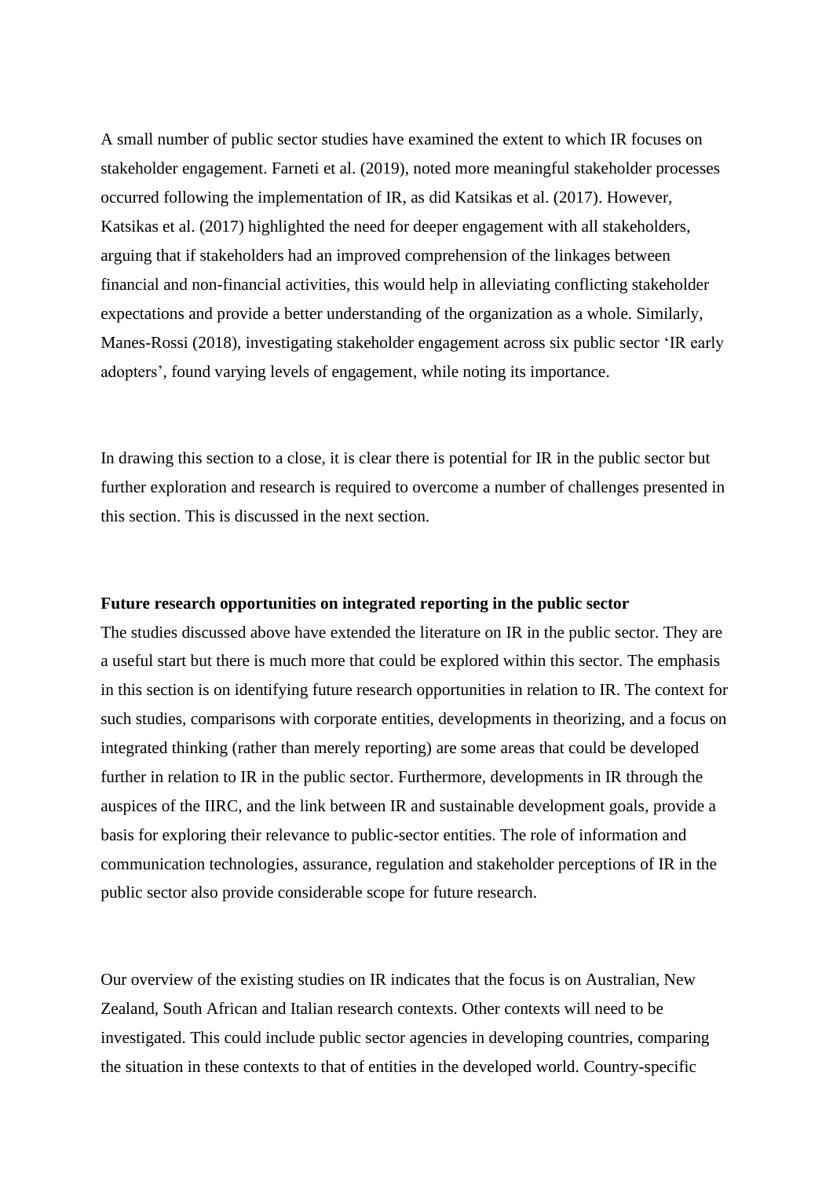A small number of public sector studies have examined the extent to which IR focuses on stakeholder engagement. Farneti et al. (2019), noted more meaningful stakeholder processes occurred following the implementation of IR, as did Katsikas et al. (2017). However, Katsikas et al. (2017) highlighted the need for deeper engagement with all stakeholders, arguing that if stakeholders had an improved comprehension of the linkages between financial and non-financial activities, this would help in alleviating conflicting stakeholder expectations and provide a better understanding of the organization as a whole. Similarly, Manes-Rossi (2018), investigating stakeholder engagement across six public sector 'IR early adopters', found varying levels of engagement, while noting its importance.

In drawing this section to a close, it is clear there is potential for IR in the public sector but further exploration and research is required to overcome a number of challenges presented in this section. This is discussed in the next section.

**Future research opportunities on integrated reporting in the public sector**

The studies discussed above have extended the literature on IR in the public sector. They are a useful start but there is much more that could be explored within this sector. The emphasis in this section is on identifying future research opportunities in relation to IR. The context for such studies, comparisons with corporate entities, developments in theorizing, and a focus on integrated thinking (rather than merely reporting) are some areas that could be developed further in relation to IR in the public sector. Furthermore, developments in IR through the auspices of the IIRC, and the link between IR and sustainable development goals, provide a basis for exploring their relevance to public-sector entities. The role of information and communication technologies, assurance, regulation and stakeholder perceptions of IR in the public sector also provide considerable scope for future research.

Our overview of the existing studies on IR indicates that the focus is on Australian, New Zealand, South African and Italian research contexts. Other contexts will need to be investigated. This could include public sector agencies in developing countries, comparing the situation in these contexts to that of entities in the developed world. Country-specific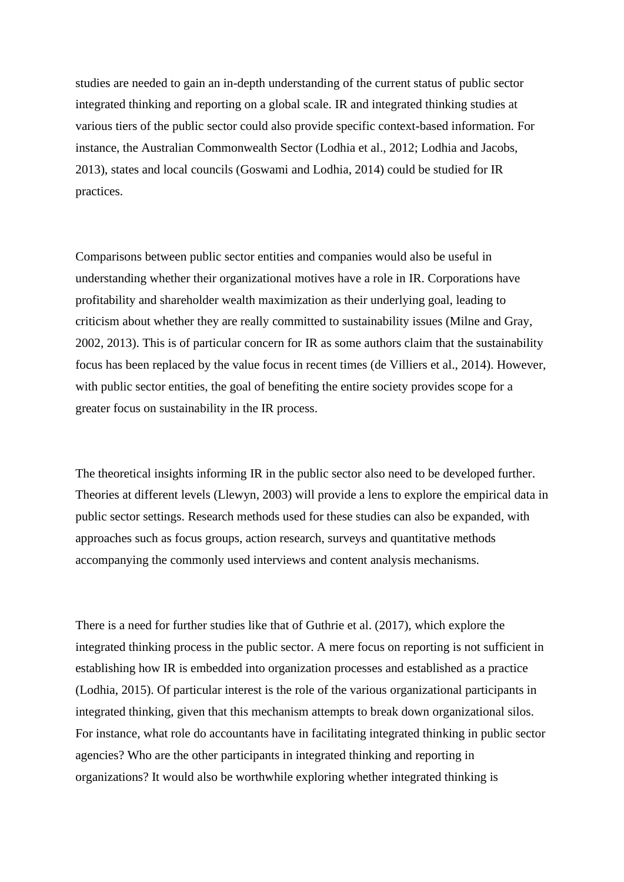studies are needed to gain an in-depth understanding of the current status of public sector integrated thinking and reporting on a global scale. IR and integrated thinking studies at various tiers of the public sector could also provide specific context-based information. For instance, the Australian Commonwealth Sector (Lodhia et al., 2012; Lodhia and Jacobs, 2013), states and local councils (Goswami and Lodhia, 2014) could be studied for IR practices.

Comparisons between public sector entities and companies would also be useful in understanding whether their organizational motives have a role in IR. Corporations have profitability and shareholder wealth maximization as their underlying goal, leading to criticism about whether they are really committed to sustainability issues (Milne and Gray, 2002, 2013). This is of particular concern for IR as some authors claim that the sustainability focus has been replaced by the value focus in recent times (de Villiers et al., 2014). However, with public sector entities, the goal of benefiting the entire society provides scope for a greater focus on sustainability in the IR process.

The theoretical insights informing IR in the public sector also need to be developed further. Theories at different levels (Llewyn, 2003) will provide a lens to explore the empirical data in public sector settings. Research methods used for these studies can also be expanded, with approaches such as focus groups, action research, surveys and quantitative methods accompanying the commonly used interviews and content analysis mechanisms.

There is a need for further studies like that of Guthrie et al. (2017), which explore the integrated thinking process in the public sector. A mere focus on reporting is not sufficient in establishing how IR is embedded into organization processes and established as a practice (Lodhia, 2015). Of particular interest is the role of the various organizational participants in integrated thinking, given that this mechanism attempts to break down organizational silos. For instance, what role do accountants have in facilitating integrated thinking in public sector agencies? Who are the other participants in integrated thinking and reporting in organizations? It would also be worthwhile exploring whether integrated thinking is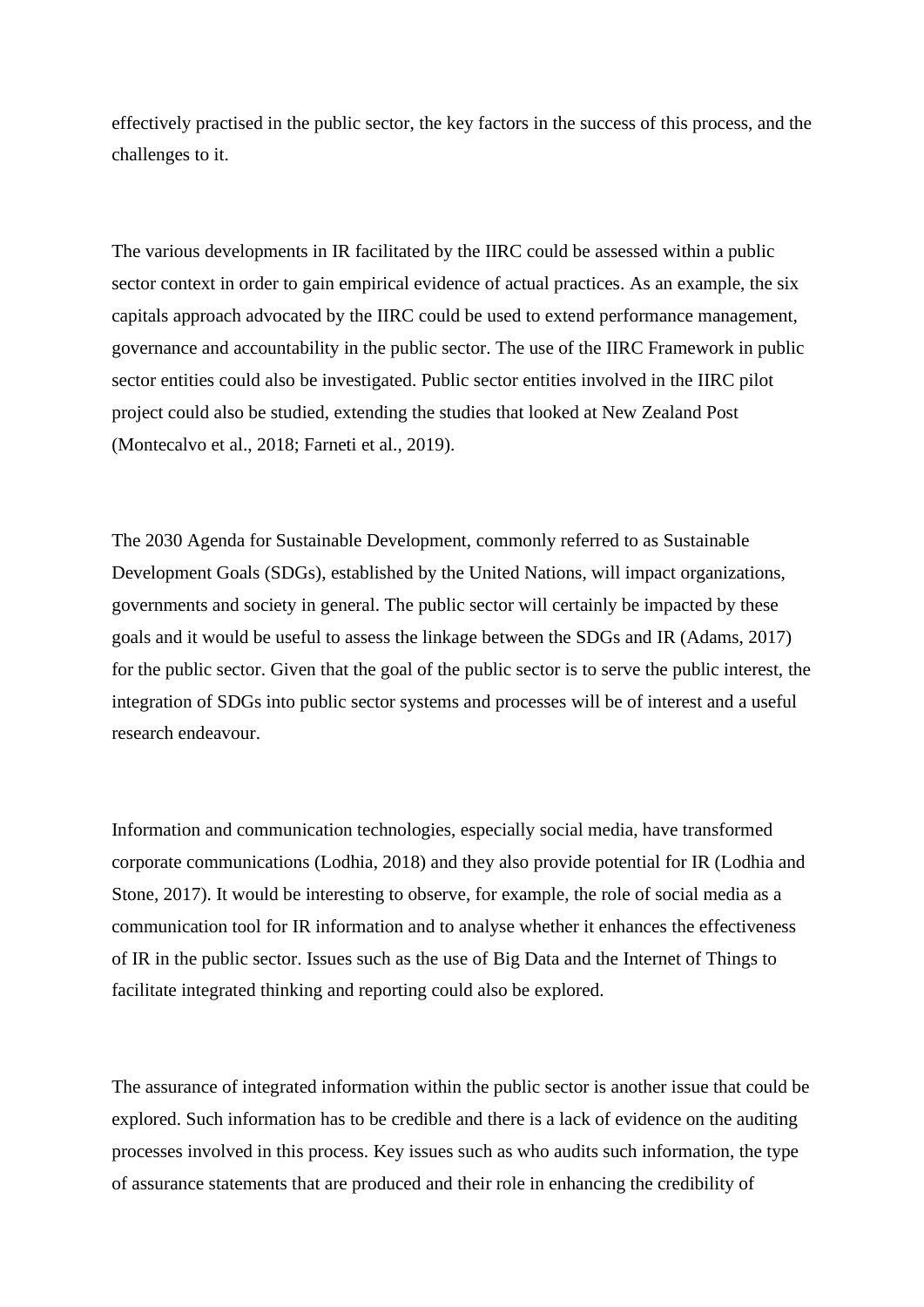effectively practised in the public sector, the key factors in the success of this process, and the challenges to it.

The various developments in IR facilitated by the IIRC could be assessed within a public sector context in order to gain empirical evidence of actual practices. As an example, the six capitals approach advocated by the IIRC could be used to extend performance management, governance and accountability in the public sector. The use of the IIRC Framework in public sector entities could also be investigated. Public sector entities involved in the IIRC pilot project could also be studied, extending the studies that looked at New Zealand Post (Montecalvo et al., 2018; Farneti et al., 2019).

The 2030 Agenda for Sustainable Development, commonly referred to as Sustainable Development Goals (SDGs), established by the United Nations, will impact organizations, governments and society in general. The public sector will certainly be impacted by these goals and it would be useful to assess the linkage between the SDGs and IR (Adams, 2017) for the public sector. Given that the goal of the public sector is to serve the public interest, the integration of SDGs into public sector systems and processes will be of interest and a useful research endeavour.

Information and communication technologies, especially social media, have transformed corporate communications (Lodhia, 2018) and they also provide potential for IR (Lodhia and Stone, 2017). It would be interesting to observe, for example, the role of social media as a communication tool for IR information and to analyse whether it enhances the effectiveness of IR in the public sector. Issues such as the use of Big Data and the Internet of Things to facilitate integrated thinking and reporting could also be explored.

The assurance of integrated information within the public sector is another issue that could be explored. Such information has to be credible and there is a lack of evidence on the auditing processes involved in this process. Key issues such as who audits such information, the type of assurance statements that are produced and their role in enhancing the credibility of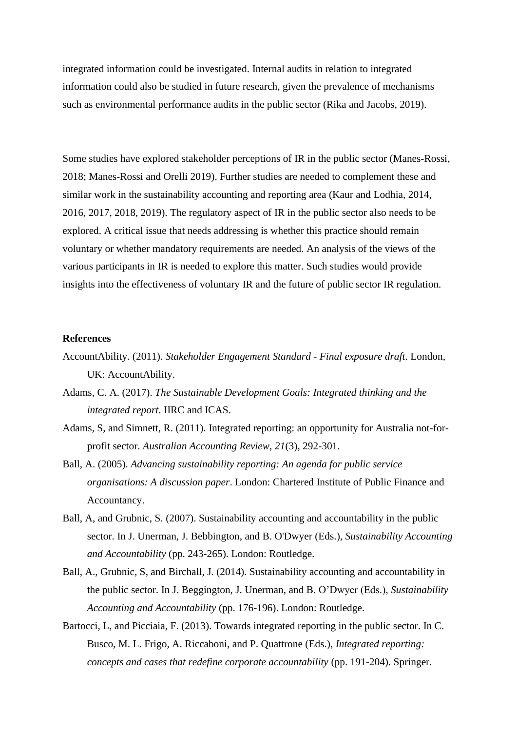integrated information could be investigated. Internal audits in relation to integrated information could also be studied in future research, given the prevalence of mechanisms such as environmental performance audits in the public sector (Rika and Jacobs, 2019).

Some studies have explored stakeholder perceptions of IR in the public sector (Manes-Rossi, 2018; Manes-Rossi and Orelli 2019). Further studies are needed to complement these and similar work in the sustainability accounting and reporting area (Kaur and Lodhia, 2014, 2016, 2017, 2018, 2019). The regulatory aspect of IR in the public sector also needs to be explored. A critical issue that needs addressing is whether this practice should remain voluntary or whether mandatory requirements are needed. An analysis of the views of the various participants in IR is needed to explore this matter. Such studies would provide insights into the effectiveness of voluntary IR and the future of public sector IR regulation.

**References**

AccountAbility. (2011). *Stakeholder Engagement Standard - Final exposure draft*. London, UK: AccountAbility.

Adams, C. A. (2017). *The Sustainable Development Goals: Integrated thinking and the integrated report*. IIRC and ICAS.

Adams, S, and Simnett, R. (2011). Integrated reporting: an opportunity for Australia not-for-profit sector. *Australian Accounting Review*, *21*(3), 292-301.

Ball, A. (2005). *Advancing sustainability reporting: An agenda for public service organisations: A discussion paper*. London: Chartered Institute of Public Finance and Accountancy.

Ball, A, and Grubnic, S. (2007). Sustainability accounting and accountability in the public sector. In J. Unerman, J. Bebbington, and B. O'Dwyer (Eds.), *Sustainability Accounting and Accountability* (pp. 243-265). London: Routledge.

Ball, A., Grubnic, S, and Birchall, J. (2014). Sustainability accounting and accountability in the public sector. In J. Beggington, J. Unerman, and B. O'Dwyer (Eds.), *Sustainability Accounting and Accountability* (pp. 176-196). London: Routledge.

Bartocci, L, and Picciaia, F. (2013). Towards integrated reporting in the public sector. In C. Busco, M. L. Frigo, A. Riccaboni, and P. Quattrone (Eds.), *Integrated reporting: concepts and cases that redefine corporate accountability* (pp. 191-204). Springer.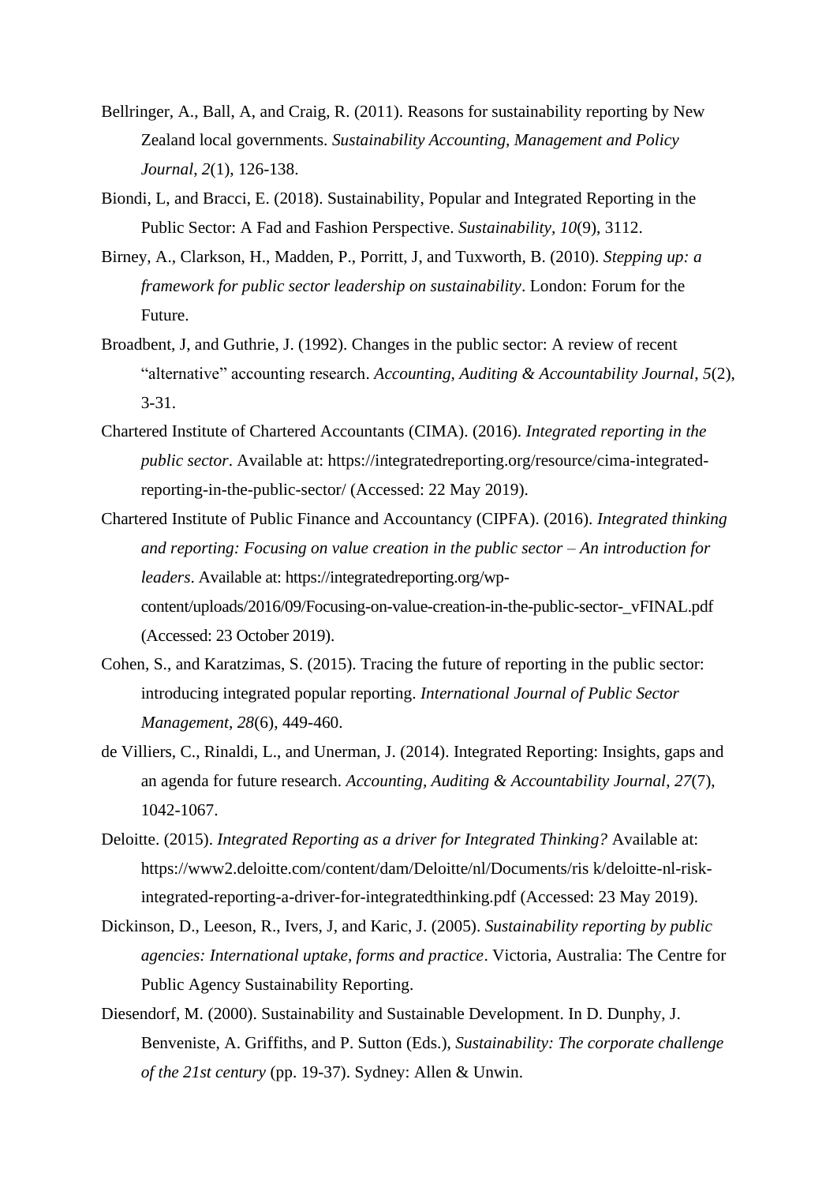Bellringer, A., Ball, A, and Craig, R. (2011). Reasons for sustainability reporting by New Zealand local governments. *Sustainability Accounting, Management and Policy Journal*, *2*(1), 126-138.

Biondi, L, and Bracci, E. (2018). Sustainability, Popular and Integrated Reporting in the Public Sector: A Fad and Fashion Perspective. *Sustainability, 10*(9), 3112.

Birney, A., Clarkson, H., Madden, P., Porritt, J, and Tuxworth, B. (2010). *Stepping up: a framework for public sector leadership on sustainability*. London: Forum for the Future.

Broadbent, J, and Guthrie, J. (1992). Changes in the public sector: A review of recent "alternative" accounting research. *Accounting, Auditing & Accountability Journal*, *5*(2), 3-31.

Chartered Institute of Chartered Accountants (CIMA). (2016). *Integrated reporting in the public sector*. Available at: https://integratedreporting.org/resource/cima-integrated-reporting-in-the-public-sector/ (Accessed: 22 May 2019).

Chartered Institute of Public Finance and Accountancy (CIPFA). (2016). *Integrated thinking and reporting: Focusing on value creation in the public sector – An introduction for leaders*. Available at: https://integratedreporting.org/wp-content/uploads/2016/09/Focusing-on-value-creation-in-the-public-sector-_vFINAL.pdf (Accessed: 23 October 2019).

Cohen, S., and Karatzimas, S. (2015). Tracing the future of reporting in the public sector: introducing integrated popular reporting. *International Journal of Public Sector Management*, *28*(6), 449-460.

de Villiers, C., Rinaldi, L., and Unerman, J. (2014). Integrated Reporting: Insights, gaps and an agenda for future research. *Accounting, Auditing & Accountability Journal*, *27*(7), 1042-1067.

Deloitte. (2015). *Integrated Reporting as a driver for Integrated Thinking?* Available at: https://www2.deloitte.com/content/dam/Deloitte/nl/Documents/ris k/deloitte-nl-risk-integrated-reporting-a-driver-for-integratedthinking.pdf (Accessed: 23 May 2019).

Dickinson, D., Leeson, R., Ivers, J, and Karic, J. (2005). *Sustainability reporting by public agencies: International uptake, forms and practice*. Victoria, Australia: The Centre for Public Agency Sustainability Reporting.

Diesendorf, M. (2000). Sustainability and Sustainable Development. In D. Dunphy, J. Benveniste, A. Griffiths, and P. Sutton (Eds.), *Sustainability: The corporate challenge of the 21st century* (pp. 19-37). Sydney: Allen & Unwin.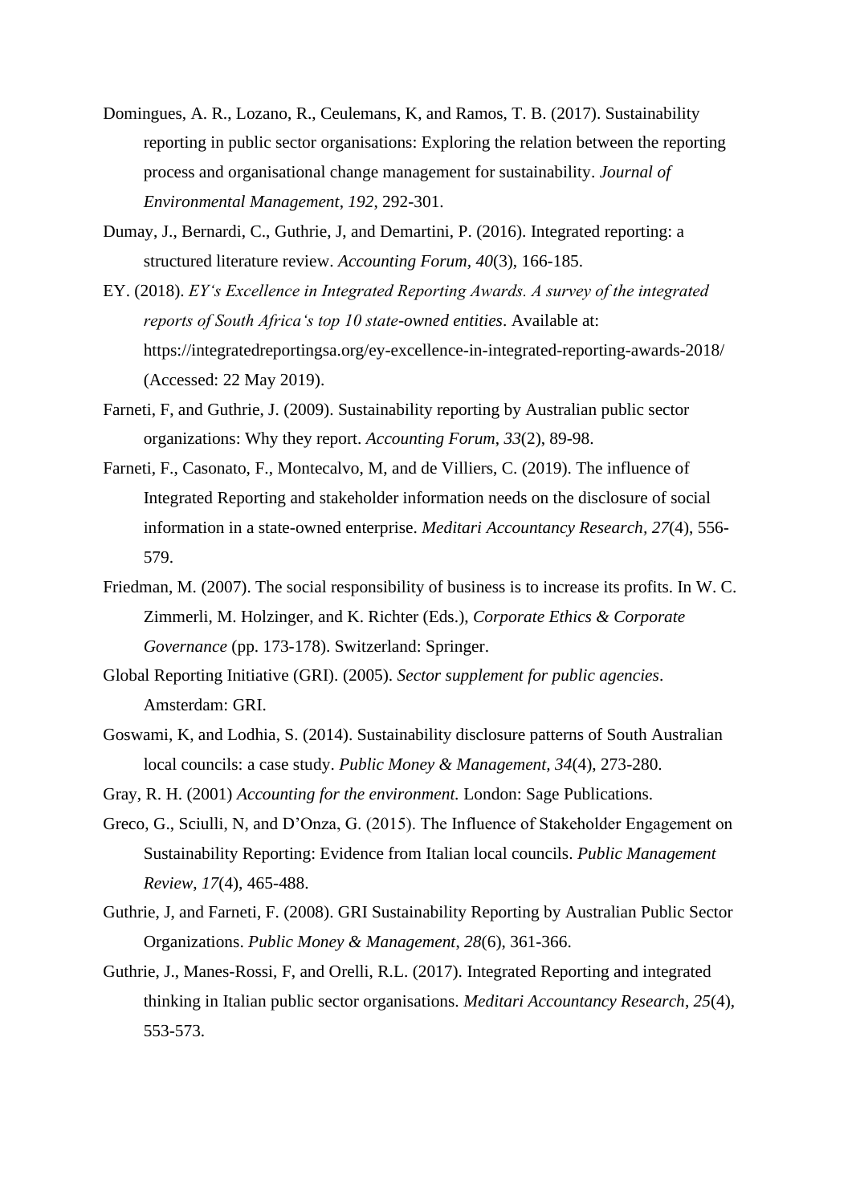Domingues, A. R., Lozano, R., Ceulemans, K, and Ramos, T. B. (2017). Sustainability reporting in public sector organisations: Exploring the relation between the reporting process and organisational change management for sustainability. *Journal of Environmental Management*, *192*, 292-301.

Dumay, J., Bernardi, C., Guthrie, J, and Demartini, P. (2016). Integrated reporting: a structured literature review. *Accounting Forum*, *40*(3), 166-185.

EY. (2018). *EY's Excellence in Integrated Reporting Awards. A survey of the integrated reports of South Africa's top 10 state-owned entities*. Available at: https://integratedreportingsa.org/ey-excellence-in-integrated-reporting-awards-2018/ (Accessed: 22 May 2019).

Farneti, F, and Guthrie, J. (2009). Sustainability reporting by Australian public sector organizations: Why they report. *Accounting Forum*, *33*(2), 89-98.

Farneti, F., Casonato, F., Montecalvo, M, and de Villiers, C. (2019). The influence of Integrated Reporting and stakeholder information needs on the disclosure of social information in a state-owned enterprise. *Meditari Accountancy Research*, *27*(4), 556-579.

Friedman, M. (2007). The social responsibility of business is to increase its profits. In W. C. Zimmerli, M. Holzinger, and K. Richter (Eds.), *Corporate Ethics & Corporate Governance* (pp. 173-178). Switzerland: Springer.

Global Reporting Initiative (GRI). (2005). *Sector supplement for public agencies*. Amsterdam: GRI.

Goswami, K, and Lodhia, S. (2014). Sustainability disclosure patterns of South Australian local councils: a case study. *Public Money & Management*, *34*(4), 273-280.

Gray, R. H. (2001) *Accounting for the environment.* London: Sage Publications.

Greco, G., Sciulli, N, and D'Onza, G. (2015). The Influence of Stakeholder Engagement on Sustainability Reporting: Evidence from Italian local councils. *Public Management Review*, *17*(4), 465-488.

Guthrie, J, and Farneti, F. (2008). GRI Sustainability Reporting by Australian Public Sector Organizations. *Public Money & Management*, *28*(6), 361-366.

Guthrie, J., Manes-Rossi, F, and Orelli, R.L. (2017). Integrated Reporting and integrated thinking in Italian public sector organisations. *Meditari Accountancy Research*, *25*(4), 553-573.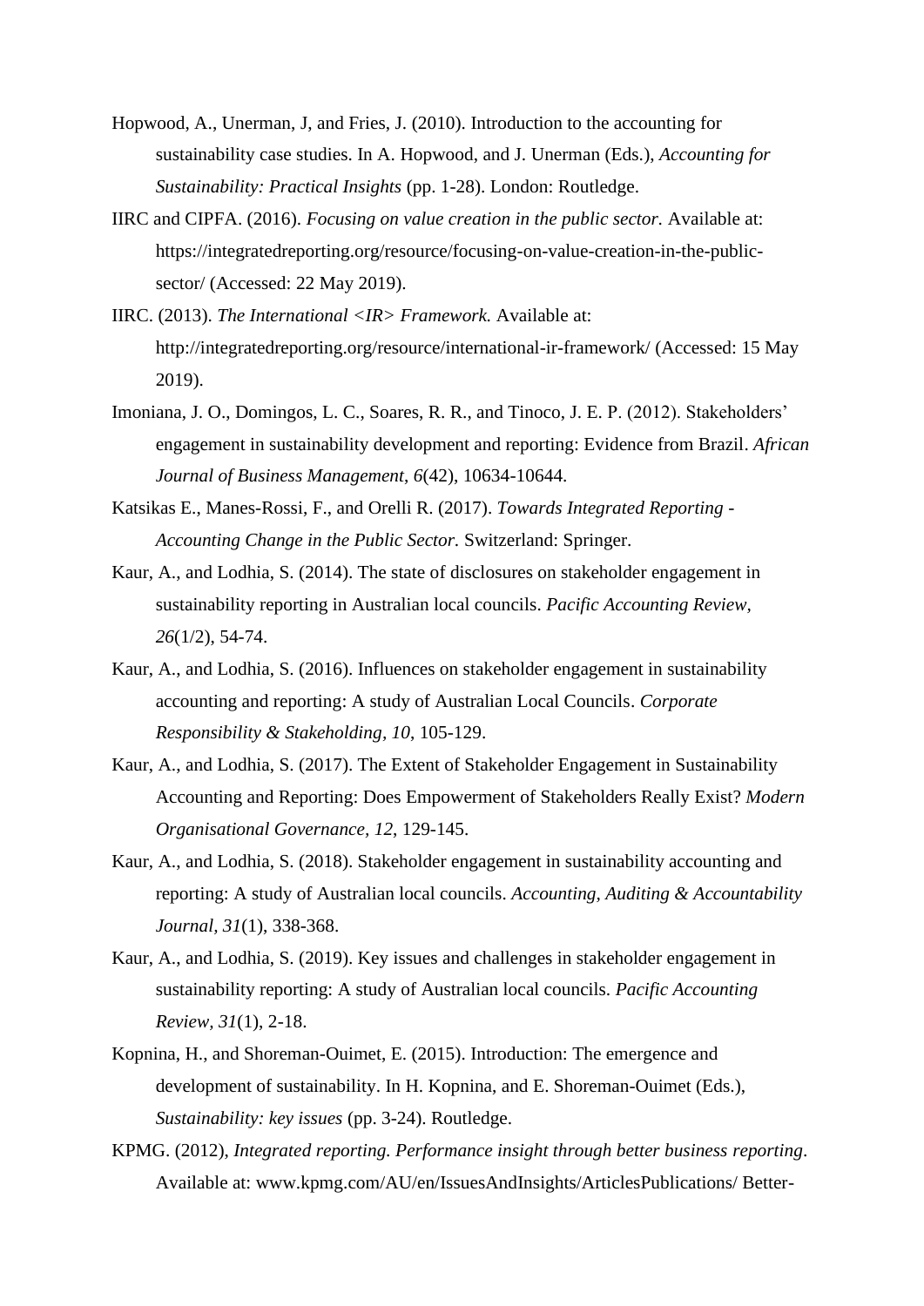Hopwood, A., Unerman, J, and Fries, J. (2010). Introduction to the accounting for sustainability case studies. In A. Hopwood, and J. Unerman (Eds.), *Accounting for Sustainability: Practical Insights* (pp. 1-28). London: Routledge.

IIRC and CIPFA. (2016). *Focusing on value creation in the public sector.* Available at: https://integratedreporting.org/resource/focusing-on-value-creation-in-the-public-sector/ (Accessed: 22 May 2019).

IIRC. (2013). *The International <IR> Framework.* Available at: http://integratedreporting.org/resource/international-ir-framework/ (Accessed: 15 May 2019).

Imoniana, J. O., Domingos, L. C., Soares, R. R., and Tinoco, J. E. P. (2012). Stakeholders' engagement in sustainability development and reporting: Evidence from Brazil. *African Journal of Business Management*, *6*(42), 10634-10644.

Katsikas E., Manes-Rossi, F., and Orelli R. (2017). *Towards Integrated Reporting - Accounting Change in the Public Sector.* Switzerland: Springer.

Kaur, A., and Lodhia, S. (2014). The state of disclosures on stakeholder engagement in sustainability reporting in Australian local councils. *Pacific Accounting Review, 26*(1/2), 54-74.

Kaur, A., and Lodhia, S. (2016). Influences on stakeholder engagement in sustainability accounting and reporting: A study of Australian Local Councils. *Corporate Responsibility & Stakeholding*, *10*, 105-129.

Kaur, A., and Lodhia, S. (2017). The Extent of Stakeholder Engagement in Sustainability Accounting and Reporting: Does Empowerment of Stakeholders Really Exist? *Modern Organisational Governance*, *12*, 129-145.

Kaur, A., and Lodhia, S. (2018). Stakeholder engagement in sustainability accounting and reporting: A study of Australian local councils. *Accounting, Auditing & Accountability Journal, 31*(1), 338-368.

Kaur, A., and Lodhia, S. (2019). Key issues and challenges in stakeholder engagement in sustainability reporting: A study of Australian local councils. *Pacific Accounting Review, 31*(1), 2-18.

Kopnina, H., and Shoreman-Ouimet, E. (2015). Introduction: The emergence and development of sustainability. In H. Kopnina, and E. Shoreman-Ouimet (Eds.), *Sustainability: key issues* (pp. 3-24). Routledge.

KPMG. (2012), *Integrated reporting. Performance insight through better business reporting*. Available at: www.kpmg.com/AU/en/IssuesAndInsights/ArticlesPublications/ Better-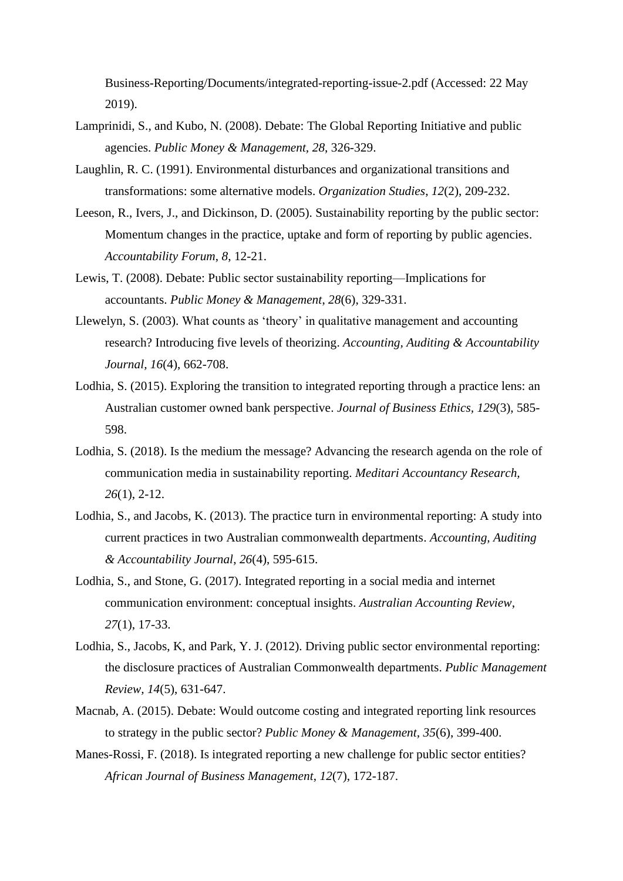Business-Reporting/Documents/integrated-reporting-issue-2.pdf (Accessed: 22 May 2019).

Lamprinidi, S., and Kubo, N. (2008). Debate: The Global Reporting Initiative and public agencies. *Public Money & Management*, *28*, 326-329.

Laughlin, R. C. (1991). Environmental disturbances and organizational transitions and transformations: some alternative models. *Organization Studies*, *12*(2), 209-232.

Leeson, R., Ivers, J., and Dickinson, D. (2005). Sustainability reporting by the public sector: Momentum changes in the practice, uptake and form of reporting by public agencies. *Accountability Forum*, *8*, 12-21.

Lewis, T. (2008). Debate: Public sector sustainability reporting—Implications for accountants. *Public Money & Management*, *28*(6), 329-331.

Llewelyn, S. (2003). What counts as 'theory' in qualitative management and accounting research? Introducing five levels of theorizing. *Accounting, Auditing & Accountability Journal*, *16*(4), 662-708.

Lodhia, S. (2015). Exploring the transition to integrated reporting through a practice lens: an Australian customer owned bank perspective. *Journal of Business Ethics*, *129*(3), 585-598.

Lodhia, S. (2018). Is the medium the message? Advancing the research agenda on the role of communication media in sustainability reporting. *Meditari Accountancy Research*, *26*(1), 2-12.

Lodhia, S., and Jacobs, K. (2013). The practice turn in environmental reporting: A study into current practices in two Australian commonwealth departments. *Accounting, Auditing & Accountability Journal*, *26*(4), 595-615.

Lodhia, S., and Stone, G. (2017). Integrated reporting in a social media and internet communication environment: conceptual insights. *Australian Accounting Review*, *27*(1), 17-33.

Lodhia, S., Jacobs, K, and Park, Y. J. (2012). Driving public sector environmental reporting: the disclosure practices of Australian Commonwealth departments. *Public Management Review*, *14*(5), 631-647.

Macnab, A. (2015). Debate: Would outcome costing and integrated reporting link resources to strategy in the public sector? *Public Money & Management*, *35*(6), 399-400.

Manes-Rossi, F. (2018). Is integrated reporting a new challenge for public sector entities? *African Journal of Business Management*, *12*(7), 172-187.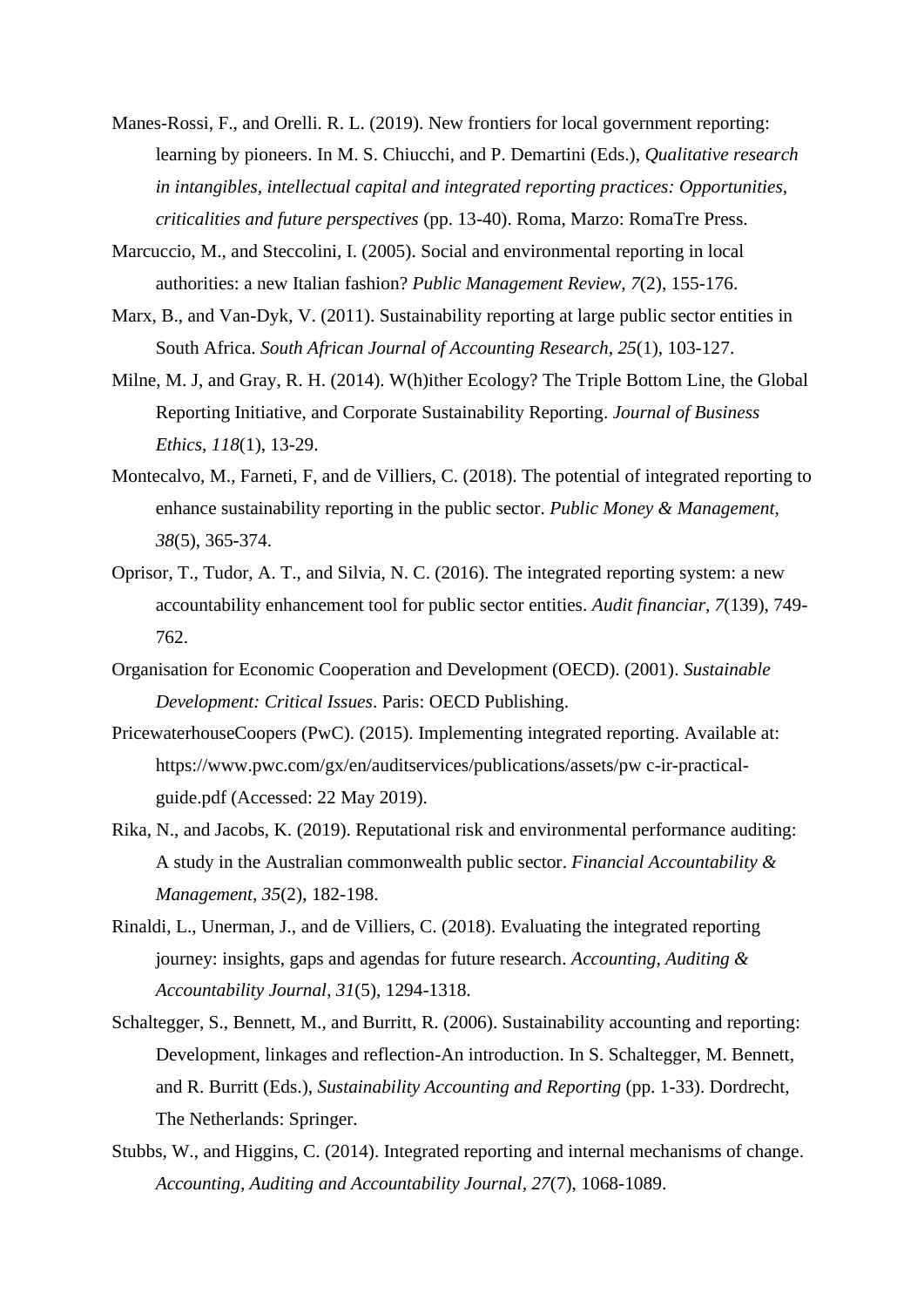Manes-Rossi, F., and Orelli. R. L. (2019). New frontiers for local government reporting: learning by pioneers. In M. S. Chiucchi, and P. Demartini (Eds.), *Qualitative research in intangibles, intellectual capital and integrated reporting practices: Opportunities, criticalities and future perspectives* (pp. 13-40). Roma, Marzo: RomaTre Press.

Marcuccio, M., and Steccolini, I. (2005). Social and environmental reporting in local authorities: a new Italian fashion? *Public Management Review, 7*(2), 155-176.

Marx, B., and Van-Dyk, V. (2011). Sustainability reporting at large public sector entities in South Africa. *South African Journal of Accounting Research*, *25*(1), 103-127.

Milne, M. J, and Gray, R. H. (2014). W(h)ither Ecology? The Triple Bottom Line, the Global Reporting Initiative, and Corporate Sustainability Reporting. *Journal of Business Ethics, 118*(1), 13-29.

Montecalvo, M., Farneti, F, and de Villiers, C. (2018). The potential of integrated reporting to enhance sustainability reporting in the public sector. *Public Money & Management*, *38*(5), 365-374.

Oprisor, T., Tudor, A. T., and Silvia, N. C. (2016). The integrated reporting system: a new accountability enhancement tool for public sector entities. *Audit financiar, 7*(139), 749-762.

Organisation for Economic Cooperation and Development (OECD). (2001). *Sustainable Development: Critical Issues*. Paris: OECD Publishing.

PricewaterhouseCoopers (PwC). (2015). Implementing integrated reporting. Available at: https://www.pwc.com/gx/en/auditservices/publications/assets/pw c-ir-practical-guide.pdf (Accessed: 22 May 2019).

Rika, N., and Jacobs, K. (2019). Reputational risk and environmental performance auditing: A study in the Australian commonwealth public sector. *Financial Accountability & Management, 35*(2), 182-198.

Rinaldi, L., Unerman, J., and de Villiers, C. (2018). Evaluating the integrated reporting journey: insights, gaps and agendas for future research. *Accounting, Auditing & Accountability Journal*, *31*(5), 1294-1318.

Schaltegger, S., Bennett, M., and Burritt, R. (2006). Sustainability accounting and reporting: Development, linkages and reflection-An introduction. In S. Schaltegger, M. Bennett, and R. Burritt (Eds.), *Sustainability Accounting and Reporting* (pp. 1-33). Dordrecht, The Netherlands: Springer.

Stubbs, W., and Higgins, C. (2014). Integrated reporting and internal mechanisms of change. *Accounting, Auditing and Accountability Journal*, *27*(7), 1068-1089.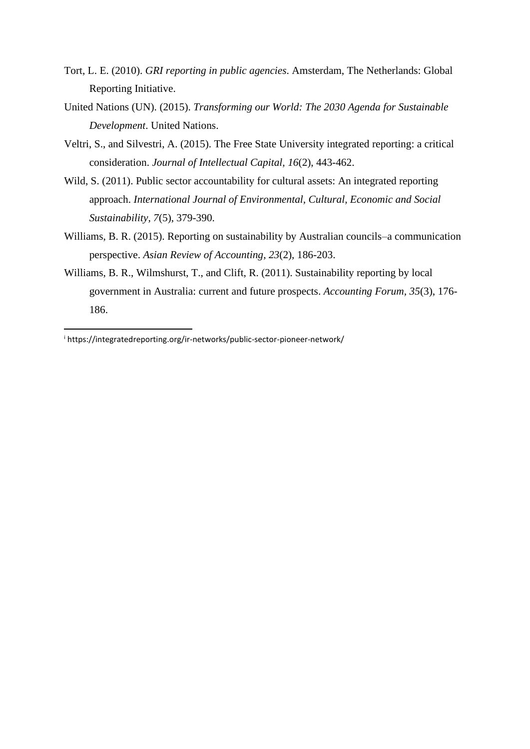Tort, L. E. (2010). *GRI reporting in public agencies*. Amsterdam, The Netherlands: Global Reporting Initiative.

United Nations (UN). (2015). *Transforming our World: The 2030 Agenda for Sustainable Development*. United Nations.

Veltri, S., and Silvestri, A. (2015). The Free State University integrated reporting: a critical consideration. *Journal of Intellectual Capital, 16*(2), 443-462.

Wild, S. (2011). Public sector accountability for cultural assets: An integrated reporting approach. *International Journal of Environmental, Cultural, Economic and Social Sustainability, 7*(5), 379-390.

Williams, B. R. (2015). Reporting on sustainability by Australian councils–a communication perspective. *Asian Review of Accounting, 23*(2), 186-203.

Williams, B. R., Wilmshurst, T., and Clift, R. (2011). Sustainability reporting by local government in Australia: current and future prospects. *Accounting Forum, 35*(3), 176-186.

---

[i] https://integratedreporting.org/ir-networks/public-sector-pioneer-network/